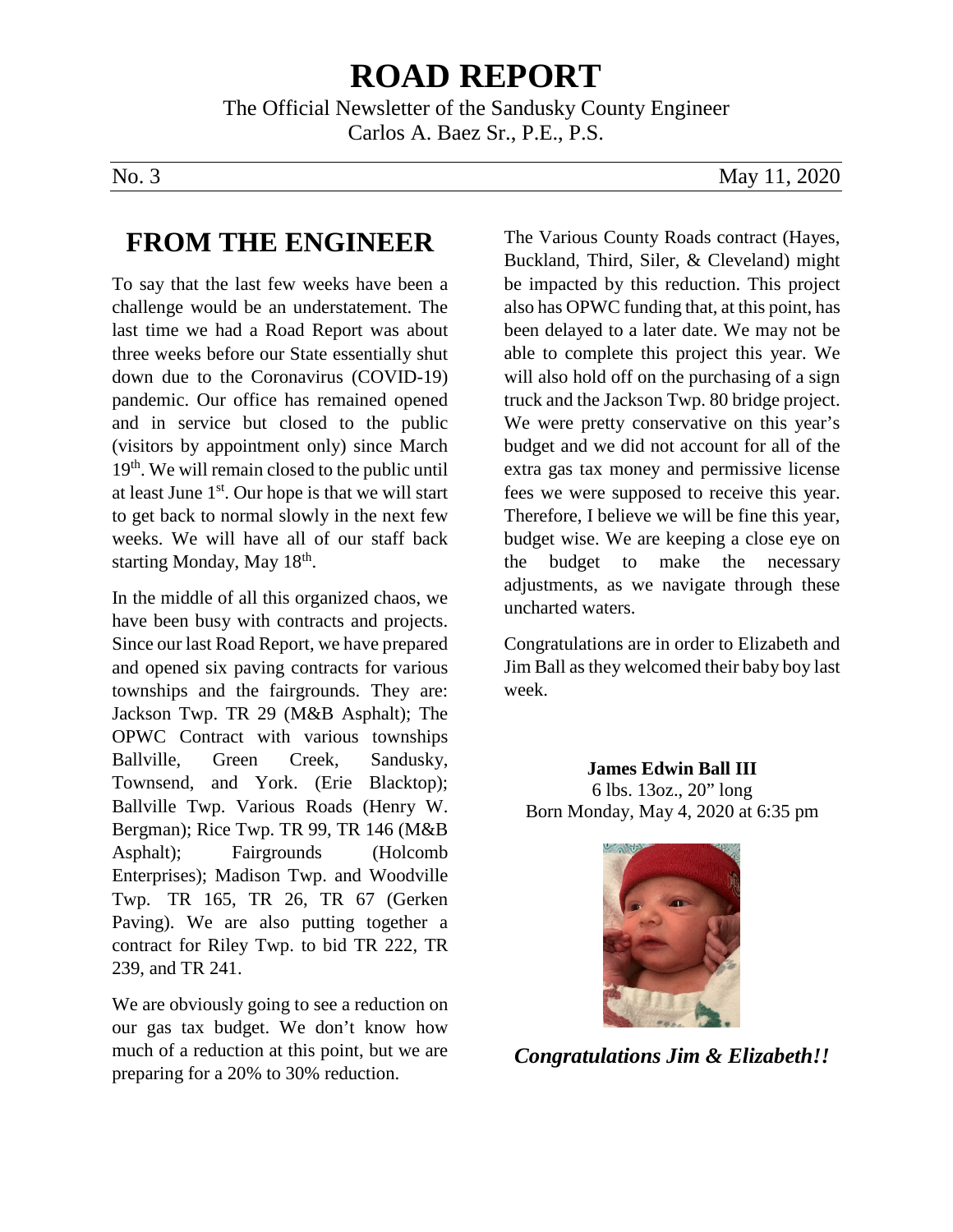# ROAD REPORT

The Official Newsletter of the Sandusky County Engineer
Carlos A. Baez Sr., P.E., P.S.

No. 3 May 11, 2020

## FROM THE ENGINEER

To say that the last few weeks have been a challenge would be an understatement. The last time we had a Road Report was about three weeks before our State essentially shut down due to the Coronavirus (COVID-19) pandemic. Our office has remained opened and in service but closed to the public (visitors by appointment only) since March 19th. We will remain closed to the public until at least June 1st. Our hope is that we will start to get back to normal slowly in the next few weeks. We will have all of our staff back starting Monday, May 18th.

In the middle of all this organized chaos, we have been busy with contracts and projects. Since our last Road Report, we have prepared and opened six paving contracts for various townships and the fairgrounds. They are: Jackson Twp. TR 29 (M&B Asphalt); The OPWC Contract with various townships Ballville, Green Creek, Sandusky, Townsend, and York. (Erie Blacktop); Ballville Twp. Various Roads (Henry W. Bergman); Rice Twp. TR 99, TR 146 (M&B Asphalt); Fairgrounds (Holcomb Enterprises); Madison Twp. and Woodville Twp. TR 165, TR 26, TR 67 (Gerken Paving). We are also putting together a contract for Riley Twp. to bid TR 222, TR 239, and TR 241.

We are obviously going to see a reduction on our gas tax budget. We don't know how much of a reduction at this point, but we are preparing for a 20% to 30% reduction.

The Various County Roads contract (Hayes, Buckland, Third, Siler, & Cleveland) might be impacted by this reduction. This project also has OPWC funding that, at this point, has been delayed to a later date. We may not be able to complete this project this year. We will also hold off on the purchasing of a sign truck and the Jackson Twp. 80 bridge project. We were pretty conservative on this year's budget and we did not account for all of the extra gas tax money and permissive license fees we were supposed to receive this year. Therefore, I believe we will be fine this year, budget wise. We are keeping a close eye on the budget to make the necessary adjustments, as we navigate through these uncharted waters.

Congratulations are in order to Elizabeth and Jim Ball as they welcomed their baby boy last week.

**James Edwin Ball III**
6 lbs. 13oz., 20" long
Born Monday, May 4, 2020 at 6:35 pm

***Congratulations Jim & Elizabeth!!***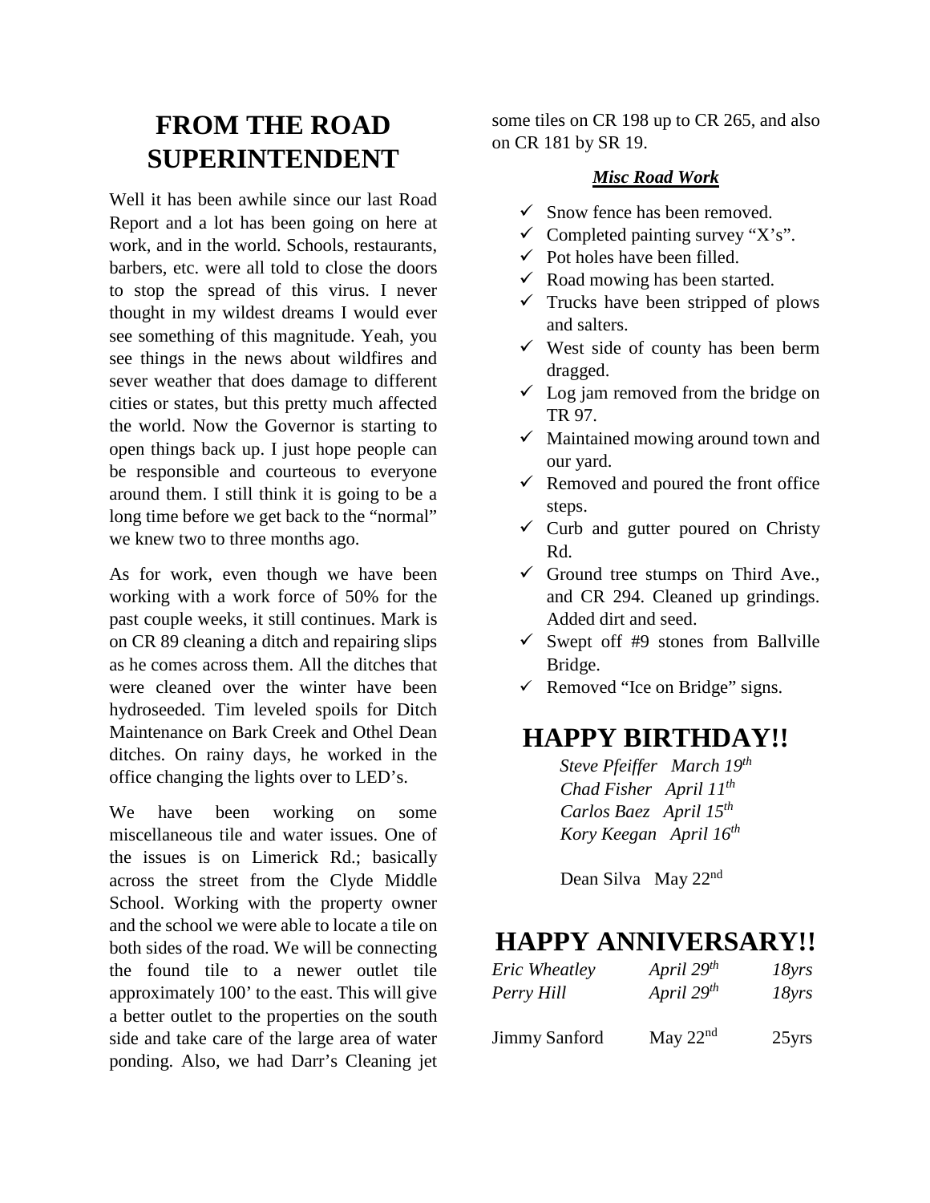# FROM THE ROAD SUPERINTENDENT

Well it has been awhile since our last Road Report and a lot has been going on here at work, and in the world. Schools, restaurants, barbers, etc. were all told to close the doors to stop the spread of this virus. I never thought in my wildest dreams I would ever see something of this magnitude. Yeah, you see things in the news about wildfires and sever weather that does damage to different cities or states, but this pretty much affected the world. Now the Governor is starting to open things back up. I just hope people can be responsible and courteous to everyone around them. I still think it is going to be a long time before we get back to the "normal" we knew two to three months ago.

As for work, even though we have been working with a work force of 50% for the past couple weeks, it still continues. Mark is on CR 89 cleaning a ditch and repairing slips as he comes across them. All the ditches that were cleaned over the winter have been hydroseeded. Tim leveled spoils for Ditch Maintenance on Bark Creek and Othel Dean ditches. On rainy days, he worked in the office changing the lights over to LED's.

We have been working on some miscellaneous tile and water issues. One of the issues is on Limerick Rd.; basically across the street from the Clyde Middle School. Working with the property owner and the school we were able to locate a tile on both sides of the road. We will be connecting the found tile to a newer outlet tile approximately 100' to the east. This will give a better outlet to the properties on the south side and take care of the large area of water ponding. Also, we had Darr's Cleaning jet some tiles on CR 198 up to CR 265, and also on CR 181 by SR 19.

***Misc Road Work***

- ✓ Snow fence has been removed.
- ✓ Completed painting survey "X's".
- ✓ Pot holes have been filled.
- ✓ Road mowing has been started.
- ✓ Trucks have been stripped of plows and salters.
- ✓ West side of county has been berm dragged.
- ✓ Log jam removed from the bridge on TR 97.
- ✓ Maintained mowing around town and our yard.
- ✓ Removed and poured the front office steps.
- ✓ Curb and gutter poured on Christy Rd.
- ✓ Ground tree stumps on Third Ave., and CR 294. Cleaned up grindings. Added dirt and seed.
- ✓ Swept off #9 stones from Ballville Bridge.
- ✓ Removed "Ice on Bridge" signs.

# HAPPY BIRTHDAY!!

*Steve Pfeiffer March 19th*
*Chad Fisher April 11th*
*Carlos Baez April 15th*
*Kory Keegan April 16th*

Dean Silva May 22nd

# HAPPY ANNIVERSARY!!

| | | |
|---|---|---|
| *Eric Wheatley* | *April 29th* | *18yrs* |
| *Perry Hill* | *April 29th* | *18yrs* |
| Jimmy Sanford | May 22nd | 25yrs |